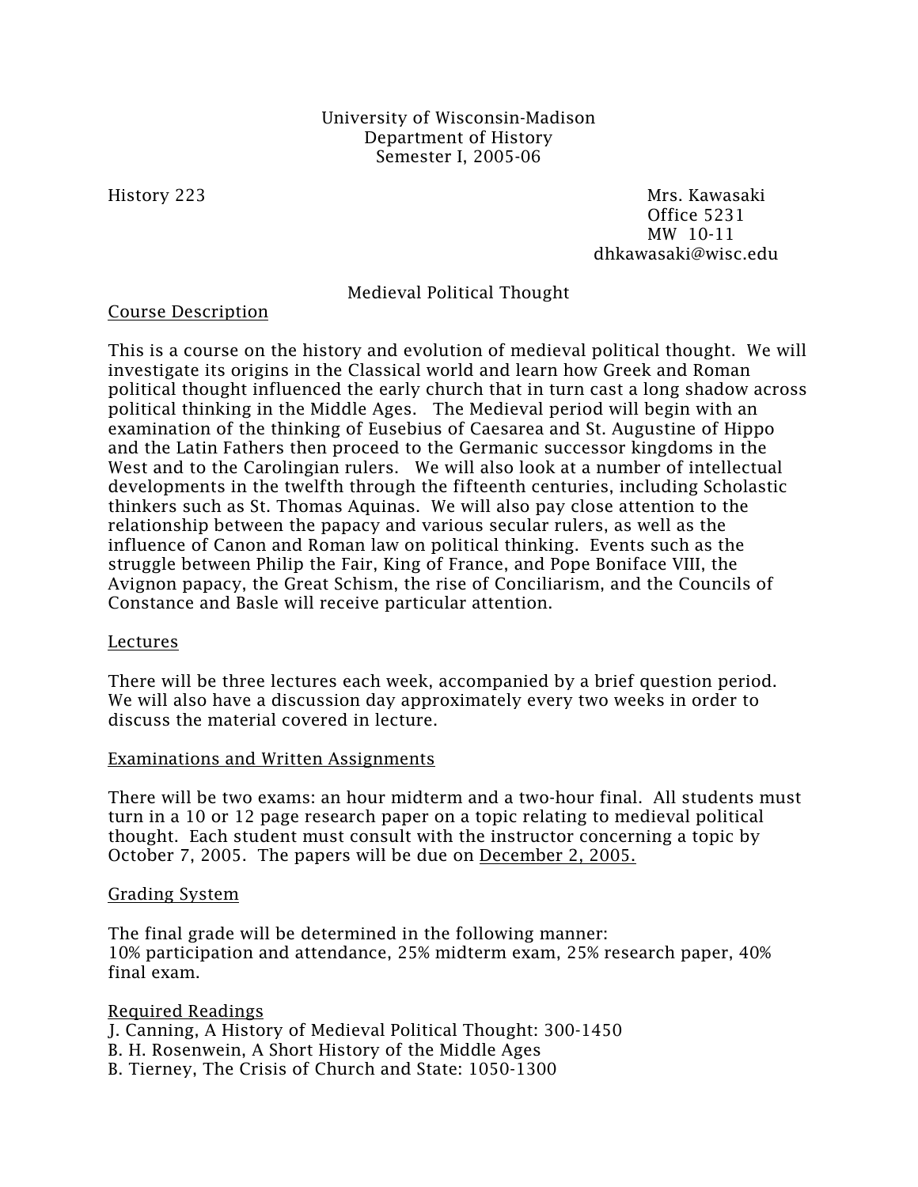University of Wisconsin-Madison
Department of History
Semester I, 2005-06

History 223

Mrs. Kawasaki
Office 5231
MW 10-11
dhkawasaki@wisc.edu

# Medieval Political Thought

## Course Description

This is a course on the history and evolution of medieval political thought. We will investigate its origins in the Classical world and learn how Greek and Roman political thought influenced the early church that in turn cast a long shadow across political thinking in the Middle Ages. The Medieval period will begin with an examination of the thinking of Eusebius of Caesarea and St. Augustine of Hippo and the Latin Fathers then proceed to the Germanic successor kingdoms in the West and to the Carolingian rulers. We will also look at a number of intellectual developments in the twelfth through the fifteenth centuries, including Scholastic thinkers such as St. Thomas Aquinas. We will also pay close attention to the relationship between the papacy and various secular rulers, as well as the influence of Canon and Roman law on political thinking. Events such as the struggle between Philip the Fair, King of France, and Pope Boniface VIII, the Avignon papacy, the Great Schism, the rise of Conciliarism, and the Councils of Constance and Basle will receive particular attention.

## Lectures

There will be three lectures each week, accompanied by a brief question period. We will also have a discussion day approximately every two weeks in order to discuss the material covered in lecture.

## Examinations and Written Assignments

There will be two exams: an hour midterm and a two-hour final. All students must turn in a 10 or 12 page research paper on a topic relating to medieval political thought. Each student must consult with the instructor concerning a topic by October 7, 2005. The papers will be due on December 2, 2005.

## Grading System

The final grade will be determined in the following manner:
10% participation and attendance, 25% midterm exam, 25% research paper, 40% final exam.

## Required Readings

J. Canning, A History of Medieval Political Thought: 300-1450
B. H. Rosenwein, A Short History of the Middle Ages
B. Tierney, The Crisis of Church and State: 1050-1300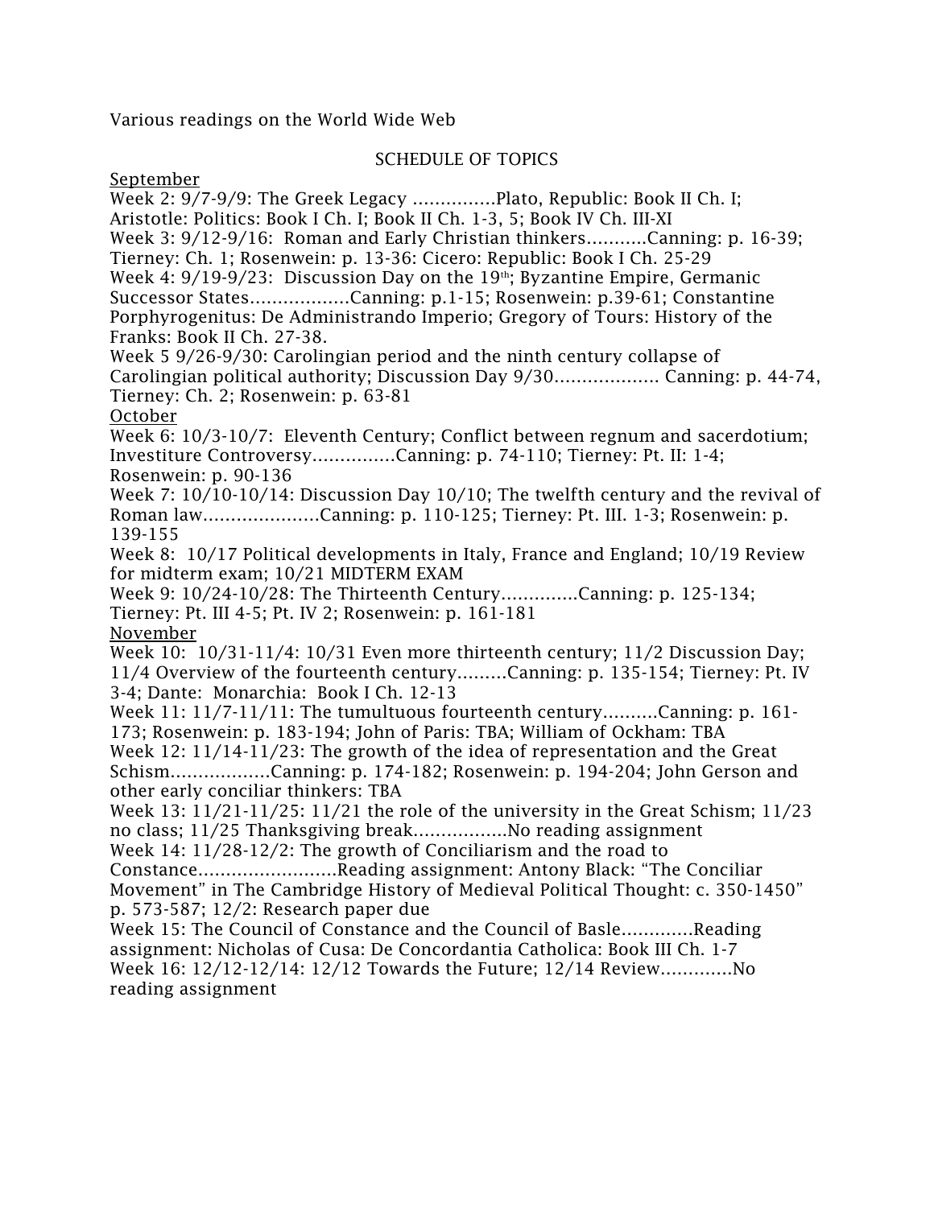Various readings on the World Wide Web

## SCHEDULE OF TOPICS

September

Week 2: 9/7-9/9: The Greek Legacy ……………Plato, Republic: Book II Ch. I; Aristotle: Politics: Book I Ch. I; Book II Ch. 1-3, 5; Book IV Ch. III-XI

Week 3: 9/12-9/16: Roman and Early Christian thinkers………..Canning: p. 16-39; Tierney: Ch. 1; Rosenwein: p. 13-36: Cicero: Republic: Book I Ch. 25-29

Week 4: 9/19-9/23: Discussion Day on the 19th; Byzantine Empire, Germanic Successor States………………Canning: p.1-15; Rosenwein: p.39-61; Constantine Porphyrogenitus: De Administrando Imperio; Gregory of Tours: History of the Franks: Book II Ch. 27-38.

Week 5 9/26-9/30: Carolingian period and the ninth century collapse of Carolingian political authority; Discussion Day 9/30………………. Canning: p. 44-74, Tierney: Ch. 2; Rosenwein: p. 63-81

October

Week 6: 10/3-10/7: Eleventh Century; Conflict between regnum and sacerdotium; Investiture Controversy……………Canning: p. 74-110; Tierney: Pt. II: 1-4; Rosenwein: p. 90-136

Week 7: 10/10-10/14: Discussion Day 10/10; The twelfth century and the revival of Roman law…………………Canning: p. 110-125; Tierney: Pt. III. 1-3; Rosenwein: p. 139-155

Week 8: 10/17 Political developments in Italy, France and England; 10/19 Review for midterm exam; 10/21 MIDTERM EXAM

Week 9: 10/24-10/28: The Thirteenth Century…………..Canning: p. 125-134; Tierney: Pt. III 4-5; Pt. IV 2; Rosenwein: p. 161-181

November

Week 10: 10/31-11/4: 10/31 Even more thirteenth century; 11/2 Discussion Day; 11/4 Overview of the fourteenth century………Canning: p. 135-154; Tierney: Pt. IV 3-4; Dante: Monarchia: Book I Ch. 12-13

Week 11: 11/7-11/11: The tumultuous fourteenth century……….Canning: p. 161-173; Rosenwein: p. 183-194; John of Paris: TBA; William of Ockham: TBA

Week 12: 11/14-11/23: The growth of the idea of representation and the Great Schism………………Canning: p. 174-182; Rosenwein: p. 194-204; John Gerson and other early conciliar thinkers: TBA

Week 13: 11/21-11/25: 11/21 the role of the university in the Great Schism; 11/23 no class; 11/25 Thanksgiving break……………..No reading assignment

Week 14: 11/28-12/2: The growth of Conciliarism and the road to Constance……………………Reading assignment: Antony Black: "The Conciliar Movement" in The Cambridge History of Medieval Political Thought: c. 350-1450" p. 573-587; 12/2: Research paper due

Week 15: The Council of Constance and the Council of Basle………….Reading assignment: Nicholas of Cusa: De Concordantia Catholica: Book III Ch. 1-7

Week 16: 12/12-12/14: 12/12 Towards the Future; 12/14 Review………….No reading assignment